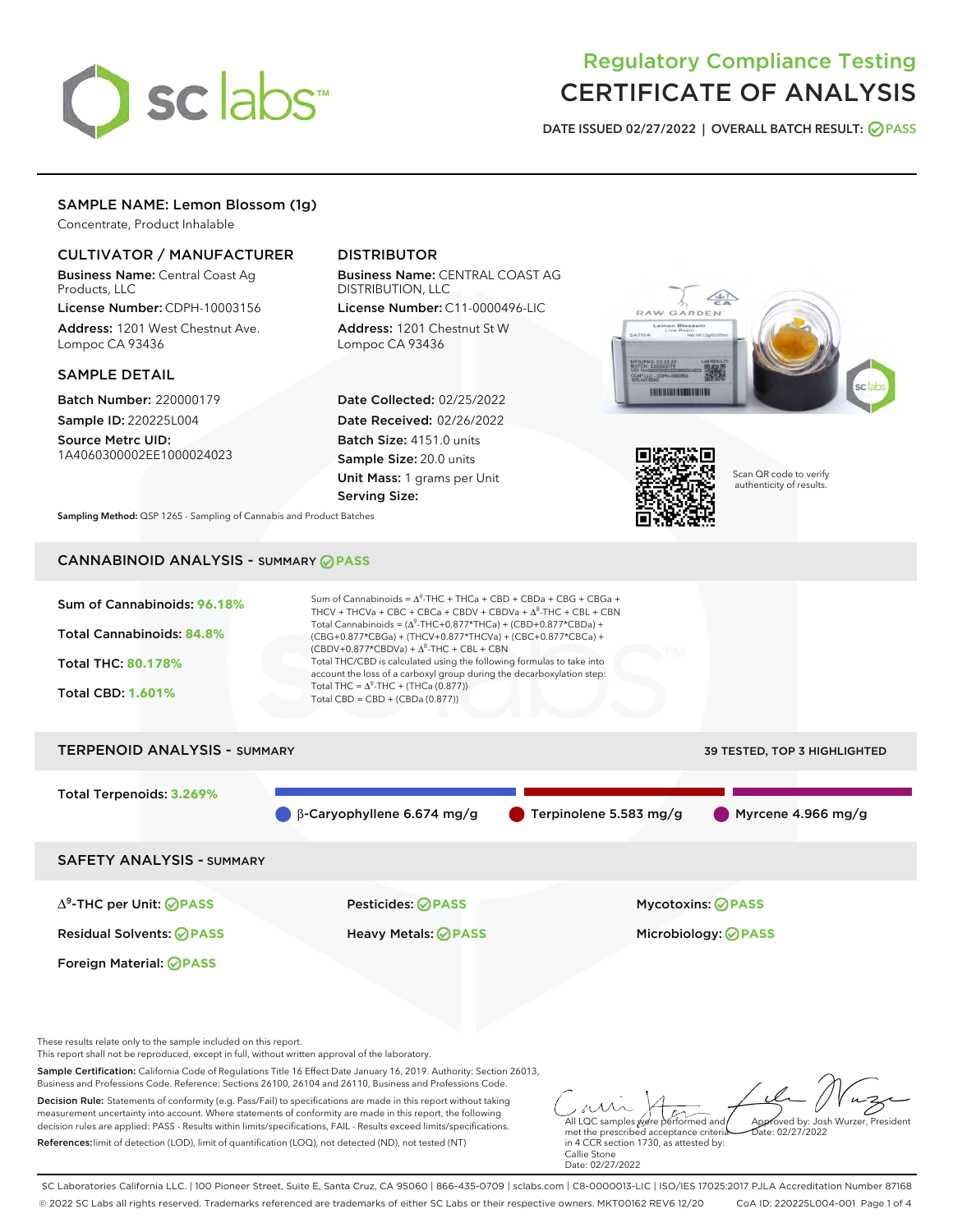# Regulatory Compliance Testing
# CERTIFICATE OF ANALYSIS

DATE ISSUED 02/27/2022 | OVERALL BATCH RESULT: PASS

## SAMPLE NAME: Lemon Blossom (1g)

Concentrate, Product Inhalable

### CULTIVATOR / MANUFACTURER

**Business Name:** Central Coast Ag Products, LLC
**License Number:** CDPH-10003156
**Address:** 1201 West Chestnut Ave. Lompoc CA 93436

### DISTRIBUTOR

**Business Name:** CENTRAL COAST AG DISTRIBUTION, LLC
**License Number:** C11-0000496-LIC
**Address:** 1201 Chestnut St W Lompoc CA 93436

### SAMPLE DETAIL

**Batch Number:** 220000179
**Sample ID:** 220225L004
**Source Metrc UID:** 1A4060300002EE1000024023

**Date Collected:** 02/25/2022
**Date Received:** 02/26/2022
**Batch Size:** 4151.0 units
**Sample Size:** 20.0 units
**Unit Mass:** 1 grams per Unit
**Serving Size:**

Scan QR code to verify authenticity of results.

**Sampling Method:** QSP 1265 - Sampling of Cannabis and Product Batches

## CANNABINOID ANALYSIS - SUMMARY PASS

Sum of Cannabinoids: **96.18%**
Total Cannabinoids: **84.8%**
Total THC: **80.178%**
Total CBD: **1.601%**

Sum of Cannabinoids = $\Delta^9$-THC + THCa + CBD + CBDa + CBG + CBGa + THCV + THCVa + CBC + CBCa + CBDV + CBDVa + $\Delta^8$-THC + CBL + CBN
Total Cannabinoids = ($\Delta^9$-THC+0.877*THCa) + (CBD+0.877*CBDa) + (CBG+0.877*CBGa) + (THCV+0.877*THCVa) + (CBC+0.877*CBCa) + (CBDV+0.877*CBDVa) + $\Delta^8$-THC + CBL + CBN
Total THC/CBD is calculated using the following formulas to take into account the loss of a carboxyl group during the decarboxylation step:
Total THC = $\Delta^9$-THC + (THCa (0.877))
Total CBD = CBD + (CBDa (0.877))

## TERPENOID ANALYSIS - SUMMARY

39 TESTED, TOP 3 HIGHLIGHTED

Total Terpenoids: **3.269%**

- β-Caryophyllene 6.674 mg/g
- Terpinolene 5.583 mg/g
- Myrcene 4.966 mg/g

## SAFETY ANALYSIS - SUMMARY

| | | |
|---|---|---|
| $\Delta^9$-THC per Unit: PASS | Pesticides: PASS | Mycotoxins: PASS |
| Residual Solvents: PASS | Heavy Metals: PASS | Microbiology: PASS |
| Foreign Material: PASS | | |

These results relate only to the sample included on this report.
This report shall not be reproduced, except in full, without written approval of the laboratory.

**Sample Certification:** California Code of Regulations Title 16 Effect Date January 16, 2019. Authority: Section 26013, Business and Professions Code. Reference: Sections 26100, 26104 and 26110, Business and Professions Code.

**Decision Rule:** Statements of conformity (e.g. Pass/Fail) to specifications are made in this report without taking measurement uncertainty into account. Where statements of conformity are made in this report, the following decision rules are applied: PASS - Results within limits/specifications, FAIL - Results exceed limits/specifications.

**References:** limit of detection (LOD), limit of quantification (LOQ), not detected (ND), not tested (NT)

All LQC samples were performed and met the prescribed acceptance criteria in 4 CCR section 1730, as attested by: Callie Stone
Date: 02/27/2022

Approved by: Josh Wurzer, President
Date: 02/27/2022

SC Laboratories California LLC. | 100 Pioneer Street, Suite E, Santa Cruz, CA 95060 | 866-435-0709 | sclabs.com | C8-0000013-LIC | ISO/IES 17025:2017 PJLA Accreditation Number 87168
© 2022 SC Labs all rights reserved. Trademarks referenced are trademarks of either SC Labs or their respective owners. MKT00162 REV6 12/20 CoA ID: 220225L004-001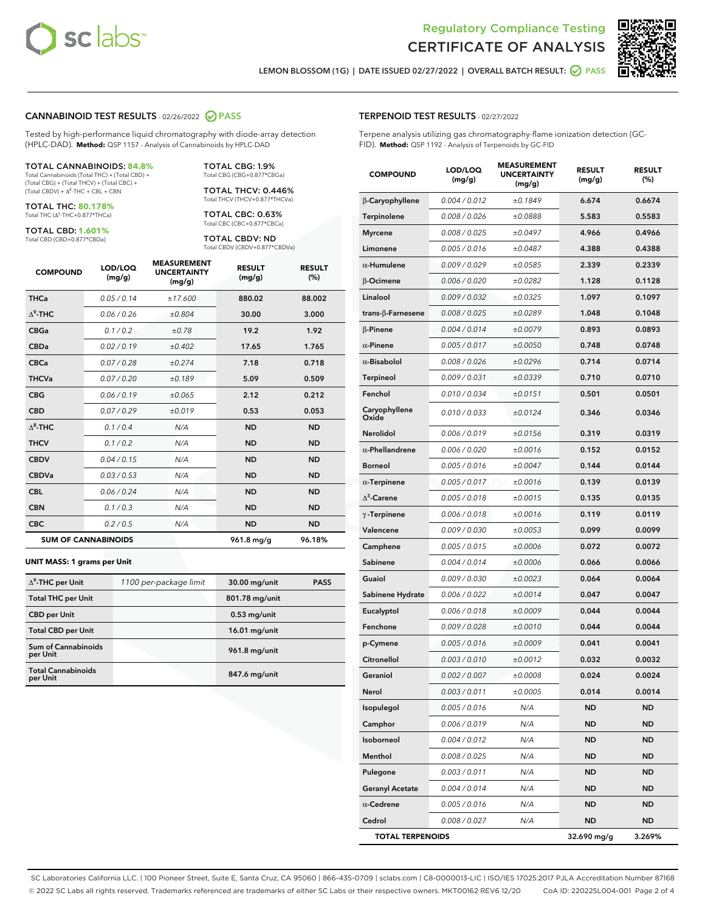# Regulatory Compliance Testing
# CERTIFICATE OF ANALYSIS

LEMON BLOSSOM (1G) | DATE ISSUED 02/27/2022 | OVERALL BATCH RESULT: PASS

## CANNABINOID TEST RESULTS - 02/26/2022 PASS

Tested by high-performance liquid chromatography with diode-array detection (HPLC-DAD). **Method:** QSP 1157 - Analysis of Cannabinoids by HPLC-DAD

**TOTAL CANNABINOIDS: 84.8%**
Total Cannabinoids (Total THC) + (Total CBD) + (Total CBG) + (Total THCV) + (Total CBC) + (Total CBDV) + $\Delta^8$-THC + CBL + CBN

**TOTAL THC: 80.178%**
Total THC ($\Delta^9$-THC+0.877*THCa)

**TOTAL CBD: 1.601%**
Total CBD (CBD+0.877*CBDa)

**TOTAL CBG: 1.9%**
Total CBG (CBG+0.877*CBGa)

**TOTAL THCV: 0.446%**
Total THCV (THCV+0.877*THCVa)

**TOTAL CBC: 0.63%**
Total CBC (CBC+0.877*CBCa)

**TOTAL CBDV: ND**
Total CBDV (CBDV+0.877*CBDVa)

| COMPOUND | LOD/LOQ (mg/g) | MEASUREMENT UNCERTAINTY (mg/g) | RESULT (mg/g) | RESULT (%) |
|---|---|---|---|---|
| THCa | 0.05 / 0.14 | ±17.600 | 880.02 | 88.002 |
| $\Delta^9$-THC | 0.06 / 0.26 | ±0.804 | 30.00 | 3.000 |
| CBGa | 0.1 / 0.2 | ±0.78 | 19.2 | 1.92 |
| CBDa | 0.02 / 0.19 | ±0.402 | 17.65 | 1.765 |
| CBCa | 0.07 / 0.28 | ±0.274 | 7.18 | 0.718 |
| THCVa | 0.07 / 0.20 | ±0.189 | 5.09 | 0.509 |
| CBG | 0.06 / 0.19 | ±0.065 | 2.12 | 0.212 |
| CBD | 0.07 / 0.29 | ±0.019 | 0.53 | 0.053 |
| $\Delta^8$-THC | 0.1 / 0.4 | N/A | ND | ND |
| THCV | 0.1 / 0.2 | N/A | ND | ND |
| CBDV | 0.04 / 0.15 | N/A | ND | ND |
| CBDVa | 0.03 / 0.53 | N/A | ND | ND |
| CBL | 0.06 / 0.24 | N/A | ND | ND |
| CBN | 0.1 / 0.3 | N/A | ND | ND |
| CBC | 0.2 / 0.5 | N/A | ND | ND |
| **SUM OF CANNABINOIDS** | | | 961.8 mg/g | 96.18% |

### UNIT MASS: 1 grams per Unit

| | | | |
|---|---|---|---|
| $\Delta^9$-THC per Unit | 1100 per-package limit | 30.00 mg/unit | PASS |
| Total THC per Unit | | 801.78 mg/unit | |
| CBD per Unit | | 0.53 mg/unit | |
| Total CBD per Unit | | 16.01 mg/unit | |
| Sum of Cannabinoids per Unit | | 961.8 mg/unit | |
| Total Cannabinoids per Unit | | 847.6 mg/unit | |

## TERPENOID TEST RESULTS - 02/27/2022

Terpene analysis utilizing gas chromatography-flame ionization detection (GC-FID). **Method:** QSP 1192 - Analysis of Terpenoids by GC-FID

| COMPOUND | LOD/LOQ (mg/g) | MEASUREMENT UNCERTAINTY (mg/g) | RESULT (mg/g) | RESULT (%) |
|---|---|---|---|---|
| β-Caryophyllene | 0.004 / 0.012 | ±0.1849 | 6.674 | 0.6674 |
| Terpinolene | 0.008 / 0.026 | ±0.0888 | 5.583 | 0.5583 |
| Myrcene | 0.008 / 0.025 | ±0.0497 | 4.966 | 0.4966 |
| Limonene | 0.005 / 0.016 | ±0.0487 | 4.388 | 0.4388 |
| α-Humulene | 0.009 / 0.029 | ±0.0585 | 2.339 | 0.2339 |
| β-Ocimene | 0.006 / 0.020 | ±0.0282 | 1.128 | 0.1128 |
| Linalool | 0.009 / 0.032 | ±0.0325 | 1.097 | 0.1097 |
| trans-β-Farnesene | 0.008 / 0.025 | ±0.0289 | 1.048 | 0.1048 |
| β-Pinene | 0.004 / 0.014 | ±0.0079 | 0.893 | 0.0893 |
| α-Pinene | 0.005 / 0.017 | ±0.0050 | 0.748 | 0.0748 |
| α-Bisabolol | 0.008 / 0.026 | ±0.0296 | 0.714 | 0.0714 |
| Terpineol | 0.009 / 0.031 | ±0.0339 | 0.710 | 0.0710 |
| Fenchol | 0.010 / 0.034 | ±0.0151 | 0.501 | 0.0501 |
| Caryophyllene Oxide | 0.010 / 0.033 | ±0.0124 | 0.346 | 0.0346 |
| Nerolidol | 0.006 / 0.019 | ±0.0156 | 0.319 | 0.0319 |
| α-Phellandrene | 0.006 / 0.020 | ±0.0016 | 0.152 | 0.0152 |
| Borneol | 0.005 / 0.016 | ±0.0047 | 0.144 | 0.0144 |
| α-Terpinene | 0.005 / 0.017 | ±0.0016 | 0.139 | 0.0139 |
| $\Delta^3$-Carene | 0.005 / 0.018 | ±0.0015 | 0.135 | 0.0135 |
| γ-Terpinene | 0.006 / 0.018 | ±0.0016 | 0.119 | 0.0119 |
| Valencene | 0.009 / 0.030 | ±0.0053 | 0.099 | 0.0099 |
| Camphene | 0.005 / 0.015 | ±0.0006 | 0.072 | 0.0072 |
| Sabinene | 0.004 / 0.014 | ±0.0006 | 0.066 | 0.0066 |
| Guaiol | 0.009 / 0.030 | ±0.0023 | 0.064 | 0.0064 |
| Sabinene Hydrate | 0.006 / 0.022 | ±0.0014 | 0.047 | 0.0047 |
| Eucalyptol | 0.006 / 0.018 | ±0.0009 | 0.044 | 0.0044 |
| Fenchone | 0.009 / 0.028 | ±0.0010 | 0.044 | 0.0044 |
| p-Cymene | 0.005 / 0.016 | ±0.0009 | 0.041 | 0.0041 |
| Citronellol | 0.003 / 0.010 | ±0.0012 | 0.032 | 0.0032 |
| Geraniol | 0.002 / 0.007 | ±0.0008 | 0.024 | 0.0024 |
| Nerol | 0.003 / 0.011 | ±0.0005 | 0.014 | 0.0014 |
| Isopulegol | 0.005 / 0.016 | N/A | ND | ND |
| Camphor | 0.006 / 0.019 | N/A | ND | ND |
| Isoborneol | 0.004 / 0.012 | N/A | ND | ND |
| Menthol | 0.008 / 0.025 | N/A | ND | ND |
| Pulegone | 0.003 / 0.011 | N/A | ND | ND |
| Geranyl Acetate | 0.004 / 0.014 | N/A | ND | ND |
| α-Cedrene | 0.005 / 0.016 | N/A | ND | ND |
| Cedrol | 0.008 / 0.027 | N/A | ND | ND |
| **TOTAL TERPENOIDS** | | | 32.690 mg/g | 3.269% |

SC Laboratories California LLC. | 100 Pioneer Street, Suite E, Santa Cruz, CA 95060 | 866-435-0709 | sclabs.com | C8-0000013-LIC | ISO/IES 17025:2017 PJLA Accreditation Number 87168
© 2022 SC Labs all rights reserved. Trademarks referenced are trademarks of either SC Labs or their respective owners. MKT00162 REV6 12/20 CoA ID: 220225L004-001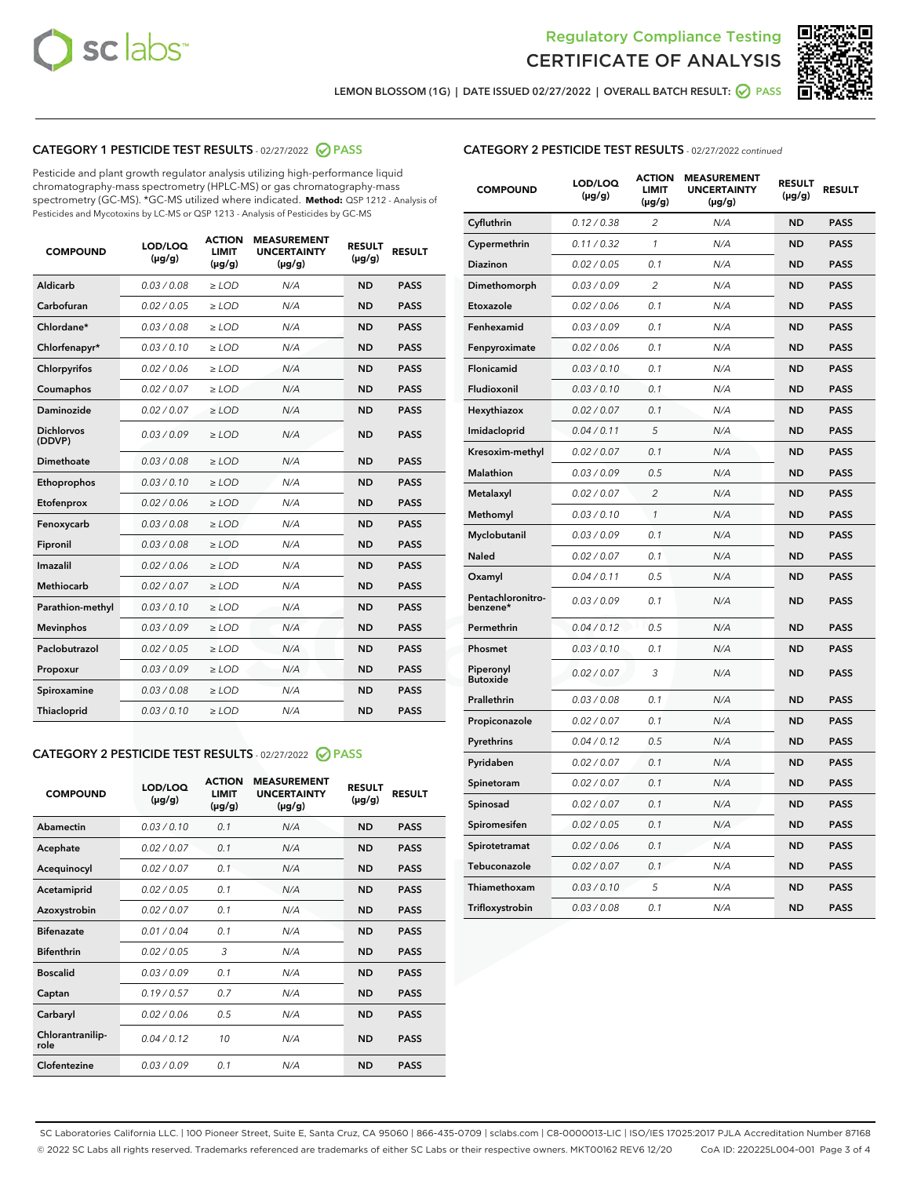LEMON BLOSSOM (1G) | DATE ISSUED 02/27/2022 | OVERALL BATCH RESULT: PASS

## CATEGORY 1 PESTICIDE TEST RESULTS - 02/27/2022 PASS

Pesticide and plant growth regulator analysis utilizing high-performance liquid chromatography-mass spectrometry (HPLC-MS) or gas chromatography-mass spectrometry (GC-MS). *GC-MS utilized where indicated. **Method:** QSP 1212 - Analysis of Pesticides and Mycotoxins by LC-MS or QSP 1213 - Analysis of Pesticides by GC-MS

| COMPOUND | LOD/LOQ (µg/g) | ACTION LIMIT (µg/g) | MEASUREMENT UNCERTAINTY (µg/g) | RESULT (µg/g) | RESULT |
|---|---|---|---|---|---|
| Aldicarb | 0.03 / 0.08 | ≥ LOD | N/A | ND | PASS |
| Carbofuran | 0.02 / 0.05 | ≥ LOD | N/A | ND | PASS |
| Chlordane* | 0.03 / 0.08 | ≥ LOD | N/A | ND | PASS |
| Chlorfenapyr* | 0.03 / 0.10 | ≥ LOD | N/A | ND | PASS |
| Chlorpyrifos | 0.02 / 0.06 | ≥ LOD | N/A | ND | PASS |
| Coumaphos | 0.02 / 0.07 | ≥ LOD | N/A | ND | PASS |
| Daminozide | 0.02 / 0.07 | ≥ LOD | N/A | ND | PASS |
| Dichlorvos (DDVP) | 0.03 / 0.09 | ≥ LOD | N/A | ND | PASS |
| Dimethoate | 0.03 / 0.08 | ≥ LOD | N/A | ND | PASS |
| Ethoprophos | 0.03 / 0.10 | ≥ LOD | N/A | ND | PASS |
| Etofenprox | 0.02 / 0.06 | ≥ LOD | N/A | ND | PASS |
| Fenoxycarb | 0.03 / 0.08 | ≥ LOD | N/A | ND | PASS |
| Fipronil | 0.03 / 0.08 | ≥ LOD | N/A | ND | PASS |
| Imazalil | 0.02 / 0.06 | ≥ LOD | N/A | ND | PASS |
| Methiocarb | 0.02 / 0.07 | ≥ LOD | N/A | ND | PASS |
| Parathion-methyl | 0.03 / 0.10 | ≥ LOD | N/A | ND | PASS |
| Mevinphos | 0.03 / 0.09 | ≥ LOD | N/A | ND | PASS |
| Paclobutrazol | 0.02 / 0.05 | ≥ LOD | N/A | ND | PASS |
| Propoxur | 0.03 / 0.09 | ≥ LOD | N/A | ND | PASS |
| Spiroxamine | 0.03 / 0.08 | ≥ LOD | N/A | ND | PASS |
| Thiacloprid | 0.03 / 0.10 | ≥ LOD | N/A | ND | PASS |

## CATEGORY 2 PESTICIDE TEST RESULTS - 02/27/2022 PASS

| COMPOUND | LOD/LOQ (µg/g) | ACTION LIMIT (µg/g) | MEASUREMENT UNCERTAINTY (µg/g) | RESULT (µg/g) | RESULT |
|---|---|---|---|---|---|
| Abamectin | 0.03 / 0.10 | 0.1 | N/A | ND | PASS |
| Acephate | 0.02 / 0.07 | 0.1 | N/A | ND | PASS |
| Acequinocyl | 0.02 / 0.07 | 0.1 | N/A | ND | PASS |
| Acetamiprid | 0.02 / 0.05 | 0.1 | N/A | ND | PASS |
| Azoxystrobin | 0.02 / 0.07 | 0.1 | N/A | ND | PASS |
| Bifenazate | 0.01 / 0.04 | 0.1 | N/A | ND | PASS |
| Bifenthrin | 0.02 / 0.05 | 3 | N/A | ND | PASS |
| Boscalid | 0.03 / 0.09 | 0.1 | N/A | ND | PASS |
| Captan | 0.19 / 0.57 | 0.7 | N/A | ND | PASS |
| Carbaryl | 0.02 / 0.06 | 0.5 | N/A | ND | PASS |
| Chlorantraniliprole | 0.04 / 0.12 | 10 | N/A | ND | PASS |
| Clofentezine | 0.03 / 0.09 | 0.1 | N/A | ND | PASS |
| Cyfluthrin | 0.12 / 0.38 | 2 | N/A | ND | PASS |
| Cypermethrin | 0.11 / 0.32 | 1 | N/A | ND | PASS |
| Diazinon | 0.02 / 0.05 | 0.1 | N/A | ND | PASS |
| Dimethomorph | 0.03 / 0.09 | 2 | N/A | ND | PASS |
| Etoxazole | 0.02 / 0.06 | 0.1 | N/A | ND | PASS |
| Fenhexamid | 0.03 / 0.09 | 0.1 | N/A | ND | PASS |
| Fenpyroximate | 0.02 / 0.06 | 0.1 | N/A | ND | PASS |
| Flonicamid | 0.03 / 0.10 | 0.1 | N/A | ND | PASS |
| Fludioxonil | 0.03 / 0.10 | 0.1 | N/A | ND | PASS |
| Hexythiazox | 0.02 / 0.07 | 0.1 | N/A | ND | PASS |
| Imidacloprid | 0.04 / 0.11 | 5 | N/A | ND | PASS |
| Kresoxim-methyl | 0.02 / 0.07 | 0.1 | N/A | ND | PASS |
| Malathion | 0.03 / 0.09 | 0.5 | N/A | ND | PASS |
| Metalaxyl | 0.02 / 0.07 | 2 | N/A | ND | PASS |
| Methomyl | 0.03 / 0.10 | 1 | N/A | ND | PASS |
| Myclobutanil | 0.03 / 0.09 | 0.1 | N/A | ND | PASS |
| Naled | 0.02 / 0.07 | 0.1 | N/A | ND | PASS |
| Oxamyl | 0.04 / 0.11 | 0.5 | N/A | ND | PASS |
| Pentachloronitrobenzene* | 0.03 / 0.09 | 0.1 | N/A | ND | PASS |
| Permethrin | 0.04 / 0.12 | 0.5 | N/A | ND | PASS |
| Phosmet | 0.03 / 0.10 | 0.1 | N/A | ND | PASS |
| Piperonyl Butoxide | 0.02 / 0.07 | 3 | N/A | ND | PASS |
| Prallethrin | 0.03 / 0.08 | 0.1 | N/A | ND | PASS |
| Propiconazole | 0.02 / 0.07 | 0.1 | N/A | ND | PASS |
| Pyrethrins | 0.04 / 0.12 | 0.5 | N/A | ND | PASS |
| Pyridaben | 0.02 / 0.07 | 0.1 | N/A | ND | PASS |
| Spinetoram | 0.02 / 0.07 | 0.1 | N/A | ND | PASS |
| Spinosad | 0.02 / 0.07 | 0.1 | N/A | ND | PASS |
| Spiromesifen | 0.02 / 0.05 | 0.1 | N/A | ND | PASS |
| Spirotetramat | 0.02 / 0.06 | 0.1 | N/A | ND | PASS |
| Tebuconazole | 0.02 / 0.07 | 0.1 | N/A | ND | PASS |
| Thiamethoxam | 0.03 / 0.10 | 5 | N/A | ND | PASS |
| Trifloxystrobin | 0.03 / 0.08 | 0.1 | N/A | ND | PASS |

SC Laboratories California LLC. | 100 Pioneer Street, Suite E, Santa Cruz, CA 95060 | 866-435-0709 | sclabs.com | C8-0000013-LIC | ISO/IES 17025:2017 PJLA Accreditation Number 87168
© 2022 SC Labs all rights reserved. Trademarks referenced are trademarks of either SC Labs or their respective owners. MKT00162 REV6 12/20 CoA ID: 220225L004-001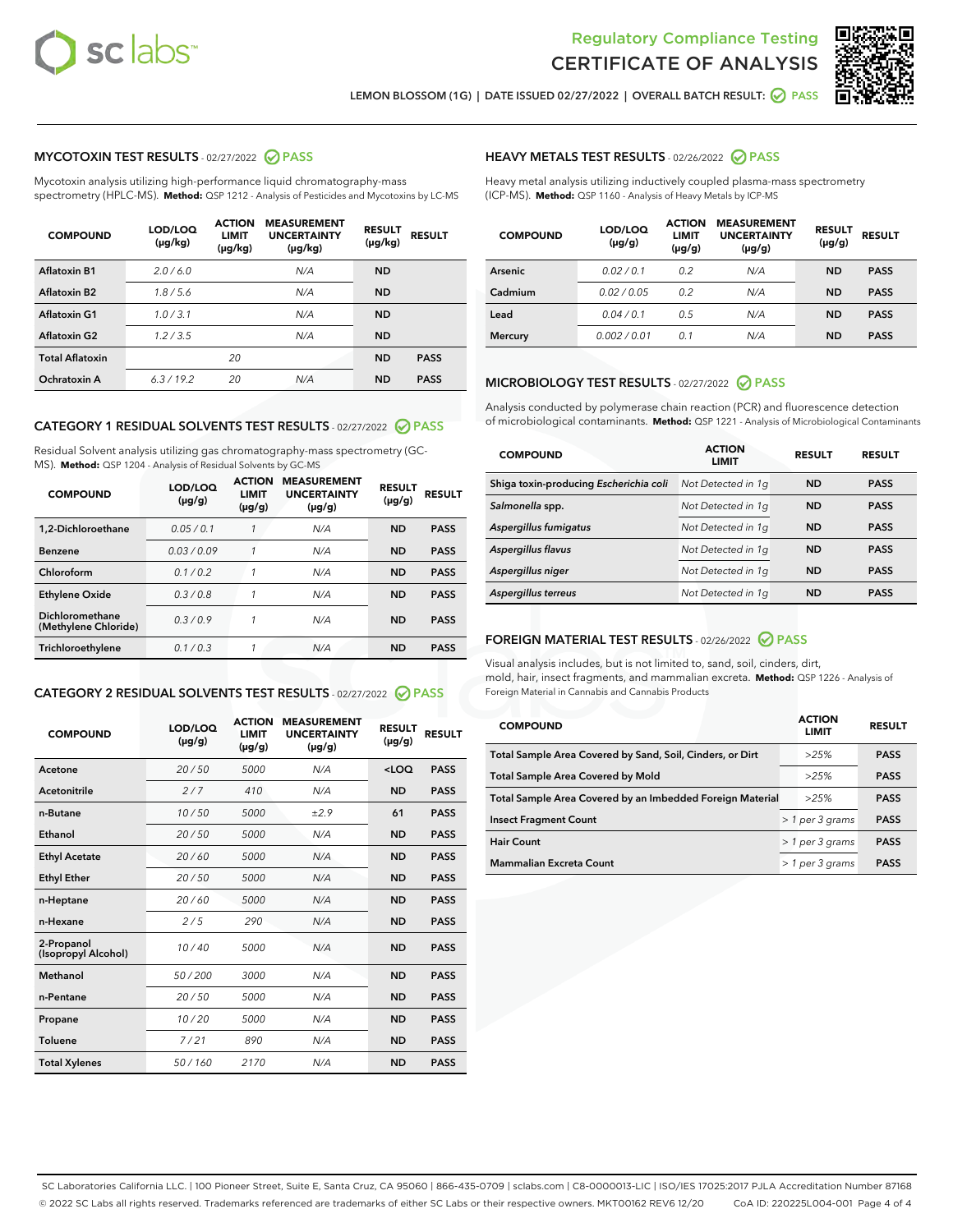Regulatory Compliance Testing

# CERTIFICATE OF ANALYSIS

LEMON BLOSSOM (1G) | DATE ISSUED 02/27/2022 | OVERALL BATCH RESULT: PASS

## MYCOTOXIN TEST RESULTS - 02/27/2022 PASS

Mycotoxin analysis utilizing high-performance liquid chromatography-mass spectrometry (HPLC-MS). **Method:** QSP 1212 - Analysis of Pesticides and Mycotoxins by LC-MS

| COMPOUND | LOD/LOQ (µg/kg) | ACTION LIMIT (µg/kg) | MEASUREMENT UNCERTAINTY (µg/kg) | RESULT (µg/kg) | RESULT |
|---|---|---|---|---|---|
| Aflatoxin B1 | 2.0 / 6.0 | | N/A | ND | |
| Aflatoxin B2 | 1.8 / 5.6 | | N/A | ND | |
| Aflatoxin G1 | 1.0 / 3.1 | | N/A | ND | |
| Aflatoxin G2 | 1.2 / 3.5 | | N/A | ND | |
| Total Aflatoxin | | 20 | | ND | PASS |
| Ochratoxin A | 6.3 / 19.2 | 20 | N/A | ND | PASS |

## CATEGORY 1 RESIDUAL SOLVENTS TEST RESULTS - 02/27/2022 PASS

Residual Solvent analysis utilizing gas chromatography-mass spectrometry (GC-MS). **Method:** QSP 1204 - Analysis of Residual Solvents by GC-MS

| COMPOUND | LOD/LOQ (µg/g) | ACTION LIMIT (µg/g) | MEASUREMENT UNCERTAINTY (µg/g) | RESULT (µg/g) | RESULT |
|---|---|---|---|---|---|
| 1,2-Dichloroethane | 0.05 / 0.1 | 1 | N/A | ND | PASS |
| Benzene | 0.03 / 0.09 | 1 | N/A | ND | PASS |
| Chloroform | 0.1 / 0.2 | 1 | N/A | ND | PASS |
| Ethylene Oxide | 0.3 / 0.8 | 1 | N/A | ND | PASS |
| Dichloromethane (Methylene Chloride) | 0.3 / 0.9 | 1 | N/A | ND | PASS |
| Trichloroethylene | 0.1 / 0.3 | 1 | N/A | ND | PASS |

## CATEGORY 2 RESIDUAL SOLVENTS TEST RESULTS - 02/27/2022 PASS

| COMPOUND | LOD/LOQ (µg/g) | ACTION LIMIT (µg/g) | MEASUREMENT UNCERTAINTY (µg/g) | RESULT (µg/g) | RESULT |
|---|---|---|---|---|---|
| Acetone | 20 / 50 | 5000 | N/A | <LOQ | PASS |
| Acetonitrile | 2 / 7 | 410 | N/A | ND | PASS |
| n-Butane | 10 / 50 | 5000 | ±2.9 | 61 | PASS |
| Ethanol | 20 / 50 | 5000 | N/A | ND | PASS |
| Ethyl Acetate | 20 / 60 | 5000 | N/A | ND | PASS |
| Ethyl Ether | 20 / 50 | 5000 | N/A | ND | PASS |
| n-Heptane | 20 / 60 | 5000 | N/A | ND | PASS |
| n-Hexane | 2 / 5 | 290 | N/A | ND | PASS |
| 2-Propanol (Isopropyl Alcohol) | 10 / 40 | 5000 | N/A | ND | PASS |
| Methanol | 50 / 200 | 3000 | N/A | ND | PASS |
| n-Pentane | 20 / 50 | 5000 | N/A | ND | PASS |
| Propane | 10 / 20 | 5000 | N/A | ND | PASS |
| Toluene | 7 / 21 | 890 | N/A | ND | PASS |
| Total Xylenes | 50 / 160 | 2170 | N/A | ND | PASS |

## HEAVY METALS TEST RESULTS - 02/26/2022 PASS

Heavy metal analysis utilizing inductively coupled plasma-mass spectrometry (ICP-MS). **Method:** QSP 1160 - Analysis of Heavy Metals by ICP-MS

| COMPOUND | LOD/LOQ (µg/g) | ACTION LIMIT (µg/g) | MEASUREMENT UNCERTAINTY (µg/g) | RESULT (µg/g) | RESULT |
|---|---|---|---|---|---|
| Arsenic | 0.02 / 0.1 | 0.2 | N/A | ND | PASS |
| Cadmium | 0.02 / 0.05 | 0.2 | N/A | ND | PASS |
| Lead | 0.04 / 0.1 | 0.5 | N/A | ND | PASS |
| Mercury | 0.002 / 0.01 | 0.1 | N/A | ND | PASS |

## MICROBIOLOGY TEST RESULTS - 02/27/2022 PASS

Analysis conducted by polymerase chain reaction (PCR) and fluorescence detection of microbiological contaminants. **Method:** QSP 1221 - Analysis of Microbiological Contaminants

| COMPOUND | ACTION LIMIT | RESULT | RESULT |
|---|---|---|---|
| Shiga toxin-producing *Escherichia coli* | Not Detected in 1g | ND | PASS |
| *Salmonella* spp. | Not Detected in 1g | ND | PASS |
| *Aspergillus fumigatus* | Not Detected in 1g | ND | PASS |
| *Aspergillus flavus* | Not Detected in 1g | ND | PASS |
| *Aspergillus niger* | Not Detected in 1g | ND | PASS |
| *Aspergillus terreus* | Not Detected in 1g | ND | PASS |

## FOREIGN MATERIAL TEST RESULTS - 02/26/2022 PASS

Visual analysis includes, but is not limited to, sand, soil, cinders, dirt, mold, hair, insect fragments, and mammalian excreta. **Method:** QSP 1226 - Analysis of Foreign Material in Cannabis and Cannabis Products

| COMPOUND | ACTION LIMIT | RESULT |
|---|---|---|
| Total Sample Area Covered by Sand, Soil, Cinders, or Dirt | >25% | PASS |
| Total Sample Area Covered by Mold | >25% | PASS |
| Total Sample Area Covered by an Imbedded Foreign Material | >25% | PASS |
| Insect Fragment Count | > 1 per 3 grams | PASS |
| Hair Count | > 1 per 3 grams | PASS |
| Mammalian Excreta Count | > 1 per 3 grams | PASS |

SC Laboratories California LLC. | 100 Pioneer Street, Suite E, Santa Cruz, CA 95060 | 866-435-0709 | sclabs.com | C8-0000013-LIC | ISO/IES 17025:2017 PJLA Accreditation Number 87168
© 2022 SC Labs all rights reserved. Trademarks referenced are trademarks of either SC Labs or their respective owners. MKT00162 REV6 12/20 CoA ID: 220225L004-001